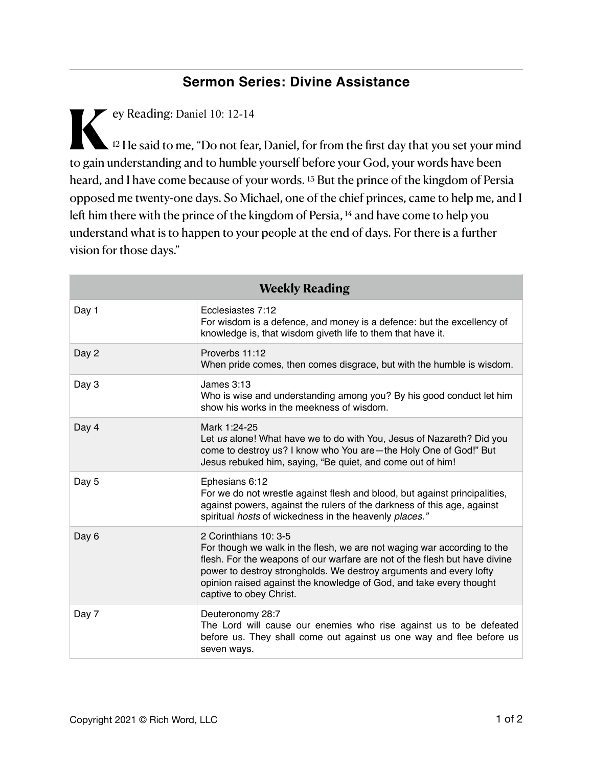## Sermon Series: Divine Assistance

Key Reading: Daniel 10: 12-14

[12] He said to me, "Do not fear, Daniel, for from the first day that you set your mind to gain understanding and to humble yourself before your God, your words have been heard, and I have come because of your words. [13] But the prince of the kingdom of Persia opposed me twenty-one days. So Michael, one of the chief princes, came to help me, and I left him there with the prince of the kingdom of Persia, [14] and have come to help you understand what is to happen to your people at the end of days. For there is a further vision for those days."

| **Weekly Reading** | |
|---|---|
| Day 1 | Ecclesiastes 7:12<br>For wisdom is a defence, and money is a defence: but the excellency of knowledge is, that wisdom giveth life to them that have it. |
| Day 2 | Proverbs 11:12<br>When pride comes, then comes disgrace, but with the humble is wisdom. |
| Day 3 | James 3:13<br>Who is wise and understanding among you? By his good conduct let him show his works in the meekness of wisdom. |
| Day 4 | Mark 1:24-25<br>Let *us* alone! What have we to do with You, Jesus of Nazareth? Did you come to destroy us? I know who You are—the Holy One of God!" But Jesus rebuked him, saying, "Be quiet, and come out of him! |
| Day 5 | Ephesians 6:12<br>For we do not wrestle against flesh and blood, but against principalities, against powers, against the rulers of the darkness of this age, against spiritual *hosts* of wickedness in the heavenly *places."* |
| Day 6 | 2 Corinthians 10: 3-5<br>For though we walk in the flesh, we are not waging war according to the flesh. For the weapons of our warfare are not of the flesh but have divine power to destroy strongholds. We destroy arguments and every lofty opinion raised against the knowledge of God, and take every thought captive to obey Christ. |
| Day 7 | Deuteronomy 28:7<br>The Lord will cause our enemies who rise against us to be defeated before us. They shall come out against us one way and flee before us seven ways. |

Copyright 2021 © Rich Word, LLC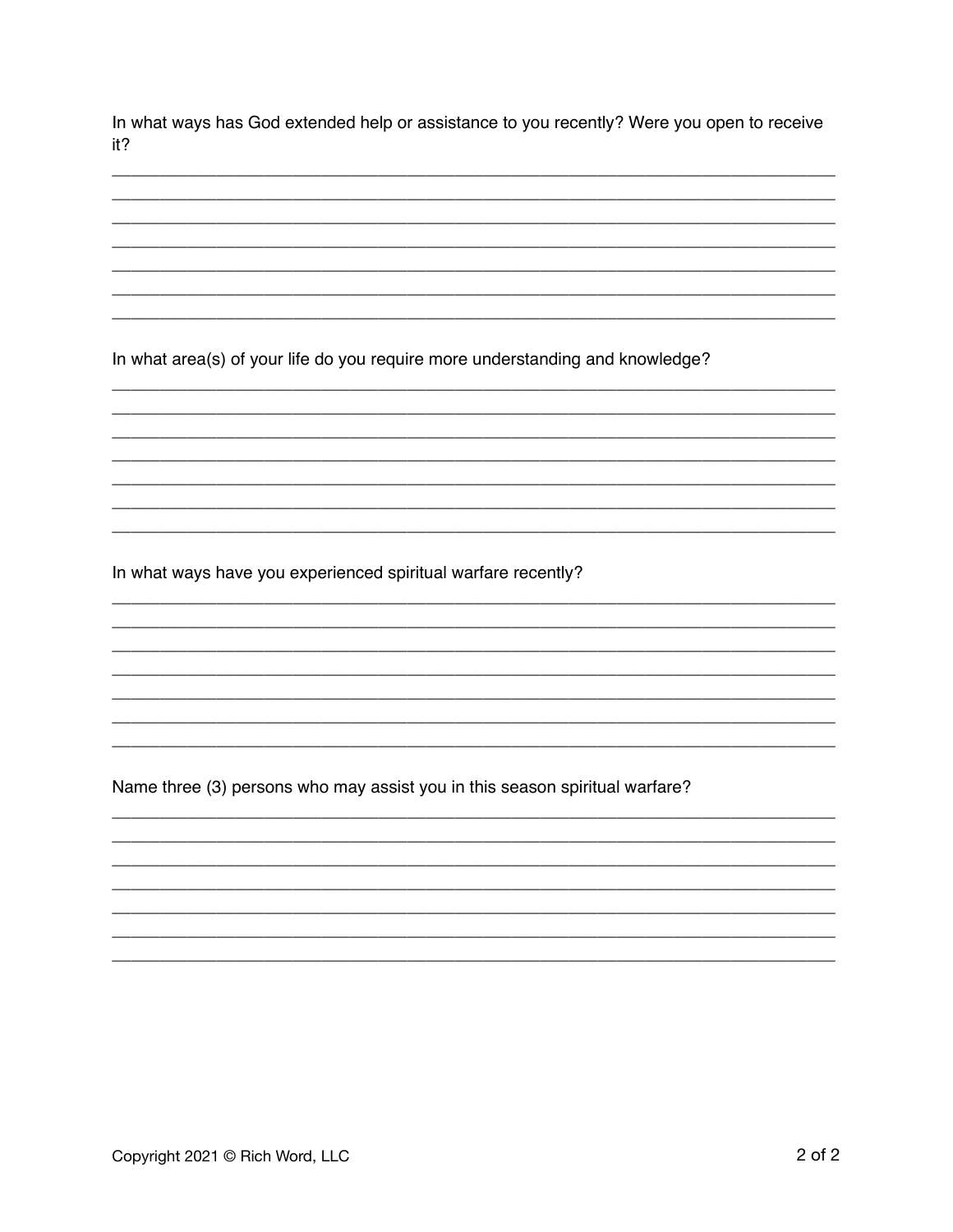In what ways has God extended help or assistance to you recently? Were you open to receive it?

_______________________________________________________________________________
_______________________________________________________________________________
_______________________________________________________________________________
_______________________________________________________________________________
_______________________________________________________________________________
_______________________________________________________________________________
_______________________________________________________________________________

In what area(s) of your life do you require more understanding and knowledge?

_______________________________________________________________________________
_______________________________________________________________________________
_______________________________________________________________________________
_______________________________________________________________________________
_______________________________________________________________________________
_______________________________________________________________________________
_______________________________________________________________________________

In what ways have you experienced spiritual warfare recently?

_______________________________________________________________________________
_______________________________________________________________________________
_______________________________________________________________________________
_______________________________________________________________________________
_______________________________________________________________________________
_______________________________________________________________________________
_______________________________________________________________________________

Name three (3) persons who may assist you in this season spiritual warfare?

_______________________________________________________________________________
_______________________________________________________________________________
_______________________________________________________________________________
_______________________________________________________________________________
_______________________________________________________________________________
_______________________________________________________________________________
_______________________________________________________________________________

Copyright 2021 © Rich Word, LLC